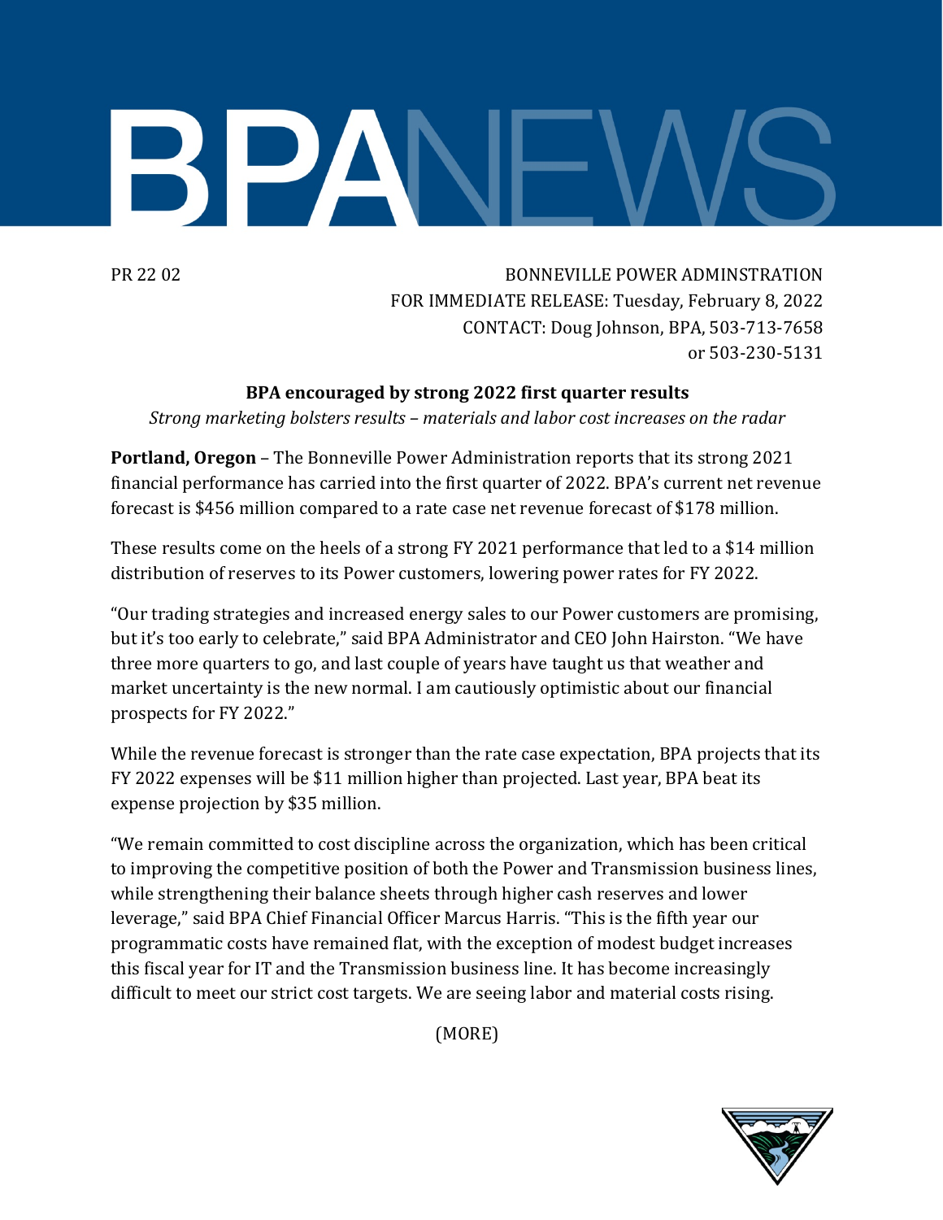# BPA NEWS

PR 22 02

BONNEVILLE POWER ADMINSTRATION
FOR IMMEDIATE RELEASE: Tuesday, February 8, 2022
CONTACT: Doug Johnson, BPA, 503-713-7658
or 503-230-5131

## BPA encouraged by strong 2022 first quarter results

*Strong marketing bolsters results – materials and labor cost increases on the radar*

**Portland, Oregon** – The Bonneville Power Administration reports that its strong 2021 financial performance has carried into the first quarter of 2022. BPA's current net revenue forecast is $456 million compared to a rate case net revenue forecast of $178 million.

These results come on the heels of a strong FY 2021 performance that led to a $14 million distribution of reserves to its Power customers, lowering power rates for FY 2022.

"Our trading strategies and increased energy sales to our Power customers are promising, but it's too early to celebrate," said BPA Administrator and CEO John Hairston. "We have three more quarters to go, and last couple of years have taught us that weather and market uncertainty is the new normal. I am cautiously optimistic about our financial prospects for FY 2022."

While the revenue forecast is stronger than the rate case expectation, BPA projects that its FY 2022 expenses will be $11 million higher than projected. Last year, BPA beat its expense projection by $35 million.

"We remain committed to cost discipline across the organization, which has been critical to improving the competitive position of both the Power and Transmission business lines, while strengthening their balance sheets through higher cash reserves and lower leverage," said BPA Chief Financial Officer Marcus Harris. "This is the fifth year our programmatic costs have remained flat, with the exception of modest budget increases this fiscal year for IT and the Transmission business line. It has become increasingly difficult to meet our strict cost targets. We are seeing labor and material costs rising.

(MORE)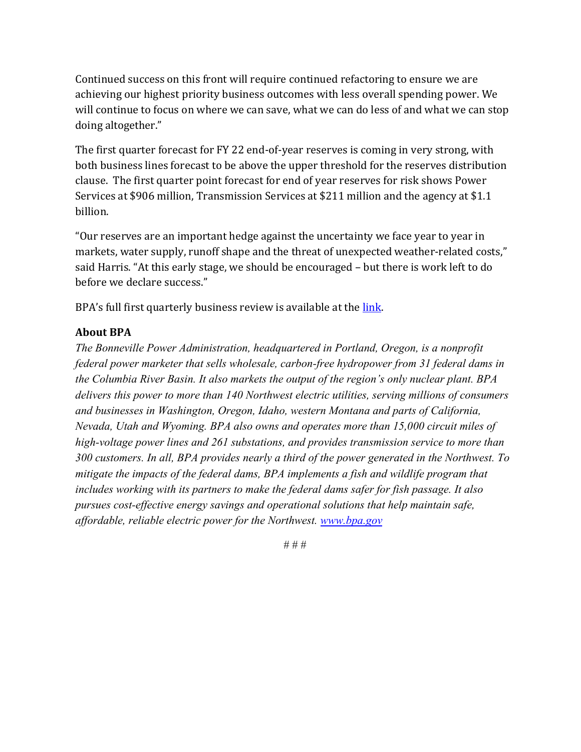Continued success on this front will require continued refactoring to ensure we are achieving our highest priority business outcomes with less overall spending power. We will continue to focus on where we can save, what we can do less of and what we can stop doing altogether."

The first quarter forecast for FY 22 end-of-year reserves is coming in very strong, with both business lines forecast to be above the upper threshold for the reserves distribution clause. The first quarter point forecast for end of year reserves for risk shows Power Services at $906 million, Transmission Services at $211 million and the agency at $1.1 billion.

"Our reserves are an important hedge against the uncertainty we face year to year in markets, water supply, runoff shape and the threat of unexpected weather-related costs," said Harris. "At this early stage, we should be encouraged – but there is work left to do before we declare success."

BPA's full first quarterly business review is available at the link.

### About BPA

*The Bonneville Power Administration, headquartered in Portland, Oregon, is a nonprofit federal power marketer that sells wholesale, carbon-free hydropower from 31 federal dams in the Columbia River Basin. It also markets the output of the region's only nuclear plant. BPA delivers this power to more than 140 Northwest electric utilities, serving millions of consumers and businesses in Washington, Oregon, Idaho, western Montana and parts of California, Nevada, Utah and Wyoming. BPA also owns and operates more than 15,000 circuit miles of high-voltage power lines and 261 substations, and provides transmission service to more than 300 customers. In all, BPA provides nearly a third of the power generated in the Northwest. To mitigate the impacts of the federal dams, BPA implements a fish and wildlife program that includes working with its partners to make the federal dams safer for fish passage. It also pursues cost-effective energy savings and operational solutions that help maintain safe, affordable, reliable electric power for the Northwest. www.bpa.gov*

# # #